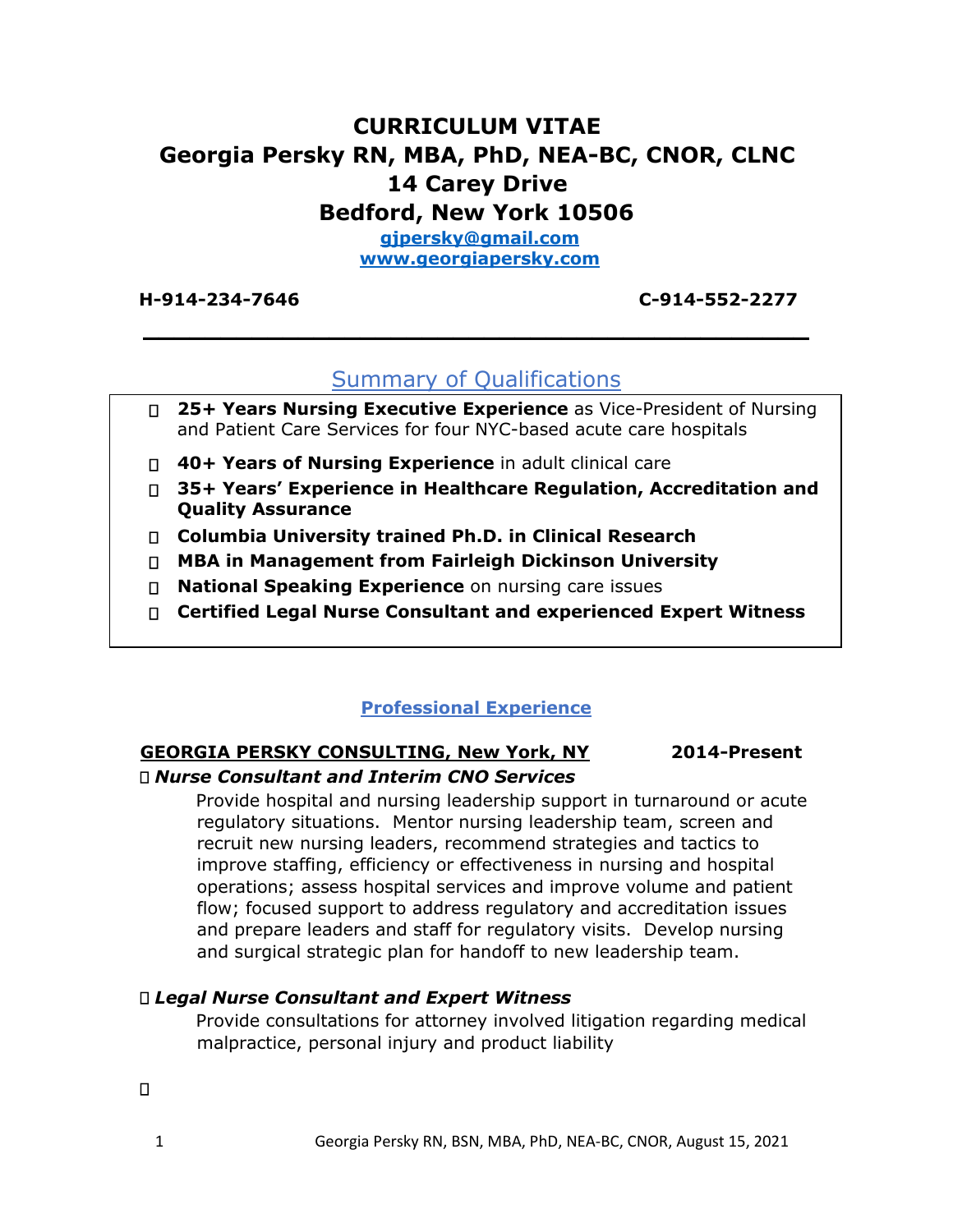# CURRICULUM VITAE

## Georgia Persky RN, MBA, PhD, NEA-BC, CNOR, CLNC

**14 Carey Drive**
**Bedford, New York 10506**

[gjpersky@gmail.com](mailto:gjpersky@gmail.com)
[www.georgiapersky.com](http://www.georgiapersky.com)

**H-914-234-7646** **C-914-552-2277**

---

## Summary of Qualifications

- **25+ Years Nursing Executive Experience** as Vice-President of Nursing and Patient Care Services for four NYC-based acute care hospitals
- **40+ Years of Nursing Experience** in adult clinical care
- **35+ Years' Experience in Healthcare Regulation, Accreditation and Quality Assurance**
- **Columbia University trained Ph.D. in Clinical Research**
- **MBA in Management from Fairleigh Dickinson University**
- **National Speaking Experience** on nursing care issues
- **Certified Legal Nurse Consultant and experienced Expert Witness**

## Professional Experience

**GEORGIA PERSKY CONSULTING, New York, NY** **2014-Present**

- ***Nurse Consultant and Interim CNO Services***

  Provide hospital and nursing leadership support in turnaround or acute regulatory situations. Mentor nursing leadership team, screen and recruit new nursing leaders, recommend strategies and tactics to improve staffing, efficiency or effectiveness in nursing and hospital operations; assess hospital services and improve volume and patient flow; focused support to address regulatory and accreditation issues and prepare leaders and staff for regulatory visits. Develop nursing and surgical strategic plan for handoff to new leadership team.

- ***Legal Nurse Consultant and Expert Witness***

  Provide consultations for attorney involved litigation regarding medical malpractice, personal injury and product liability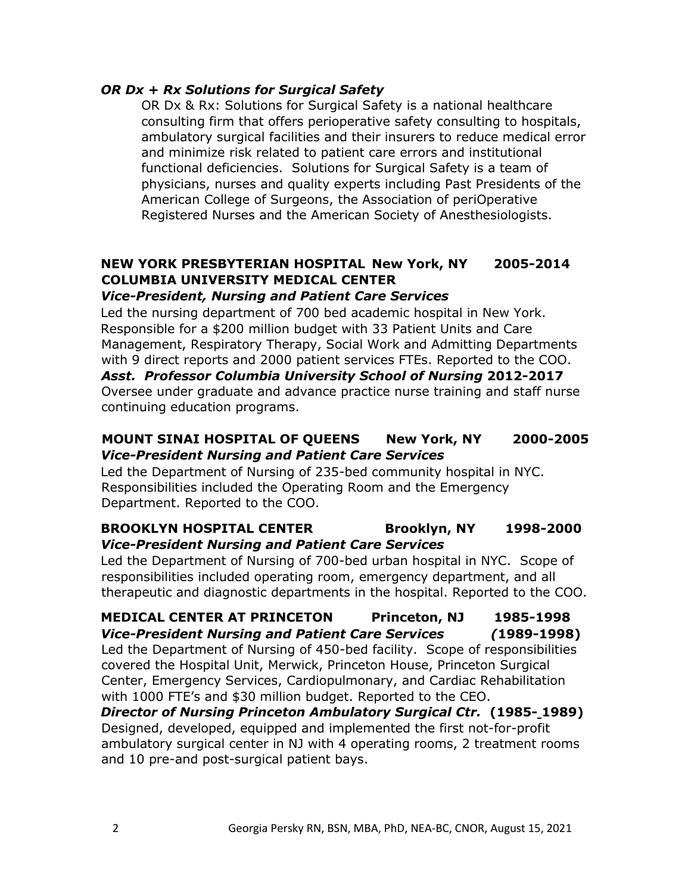***OR Dx + Rx Solutions for Surgical Safety***

OR Dx & Rx: Solutions for Surgical Safety is a national healthcare consulting firm that offers perioperative safety consulting to hospitals, ambulatory surgical facilities and their insurers to reduce medical error and minimize risk related to patient care errors and institutional functional deficiencies. Solutions for Surgical Safety is a team of physicians, nurses and quality experts including Past Presidents of the American College of Surgeons, the Association of periOperative Registered Nurses and the American Society of Anesthesiologists.

**NEW YORK PRESBYTERIAN HOSPITAL New York, NY 2005-2014**
**COLUMBIA UNIVERSITY MEDICAL CENTER**

***Vice-President, Nursing and Patient Care Services***

Led the nursing department of 700 bed academic hospital in New York. Responsible for a $200 million budget with 33 Patient Units and Care Management, Respiratory Therapy, Social Work and Admitting Departments with 9 direct reports and 2000 patient services FTEs. Reported to the COO.

***Asst. Professor Columbia University School of Nursing*** **2012-2017**

Oversee under graduate and advance practice nurse training and staff nurse continuing education programs.

**MOUNT SINAI HOSPITAL OF QUEENS New York, NY 2000-2005**

***Vice-President Nursing and Patient Care Services***

Led the Department of Nursing of 235-bed community hospital in NYC. Responsibilities included the Operating Room and the Emergency Department. Reported to the COO.

**BROOKLYN HOSPITAL CENTER Brooklyn, NY 1998-2000**

***Vice-President Nursing and Patient Care Services***

Led the Department of Nursing of 700-bed urban hospital in NYC. Scope of responsibilities included operating room, emergency department, and all therapeutic and diagnostic departments in the hospital. Reported to the COO.

**MEDICAL CENTER AT PRINCETON Princeton, NJ 1985-1998**

***Vice-President Nursing and Patient Care Services*** **(1989-1998)**

Led the Department of Nursing of 450-bed facility. Scope of responsibilities covered the Hospital Unit, Merwick, Princeton House, Princeton Surgical Center, Emergency Services, Cardiopulmonary, and Cardiac Rehabilitation with 1000 FTE's and $30 million budget. Reported to the CEO.

***Director of Nursing Princeton Ambulatory Surgical Ctr.*** **(1985- 1989)**

Designed, developed, equipped and implemented the first not-for-profit ambulatory surgical center in NJ with 4 operating rooms, 2 treatment rooms and 10 pre-and post-surgical patient bays.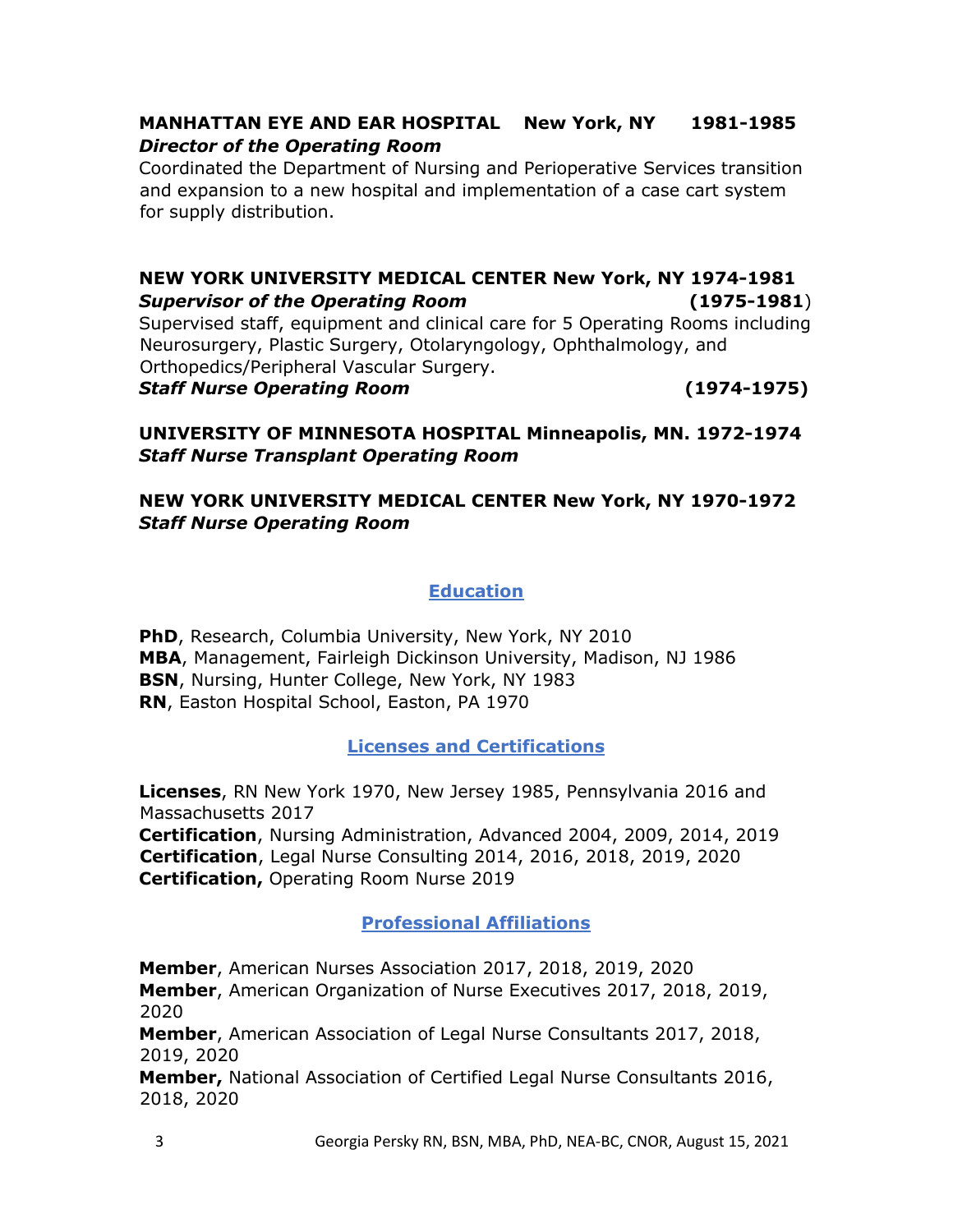**MANHATTAN EYE AND EAR HOSPITAL New York, NY 1981-1985**
***Director of the Operating Room***
Coordinated the Department of Nursing and Perioperative Services transition and expansion to a new hospital and implementation of a case cart system for supply distribution.

**NEW YORK UNIVERSITY MEDICAL CENTER New York, NY 1974-1981**
***Supervisor of the Operating Room*** **(1975-1981)**
Supervised staff, equipment and clinical care for 5 Operating Rooms including Neurosurgery, Plastic Surgery, Otolaryngology, Ophthalmology, and Orthopedics/Peripheral Vascular Surgery.
***Staff Nurse Operating Room*** **(1974-1975)**

**UNIVERSITY OF MINNESOTA HOSPITAL Minneapolis, MN. 1972-1974**
***Staff Nurse Transplant Operating Room***

**NEW YORK UNIVERSITY MEDICAL CENTER New York, NY 1970-1972**
***Staff Nurse Operating Room***

## Education

**PhD**, Research, Columbia University, New York, NY 2010
**MBA**, Management, Fairleigh Dickinson University, Madison, NJ 1986
**BSN**, Nursing, Hunter College, New York, NY 1983
**RN**, Easton Hospital School, Easton, PA 1970

## Licenses and Certifications

**Licenses**, RN New York 1970, New Jersey 1985, Pennsylvania 2016 and Massachusetts 2017
**Certification**, Nursing Administration, Advanced 2004, 2009, 2014, 2019
**Certification**, Legal Nurse Consulting 2014, 2016, 2018, 2019, 2020
**Certification,** Operating Room Nurse 2019

## Professional Affiliations

**Member**, American Nurses Association 2017, 2018, 2019, 2020
**Member**, American Organization of Nurse Executives 2017, 2018, 2019, 2020
**Member**, American Association of Legal Nurse Consultants 2017, 2018, 2019, 2020
**Member,** National Association of Certified Legal Nurse Consultants 2016, 2018, 2020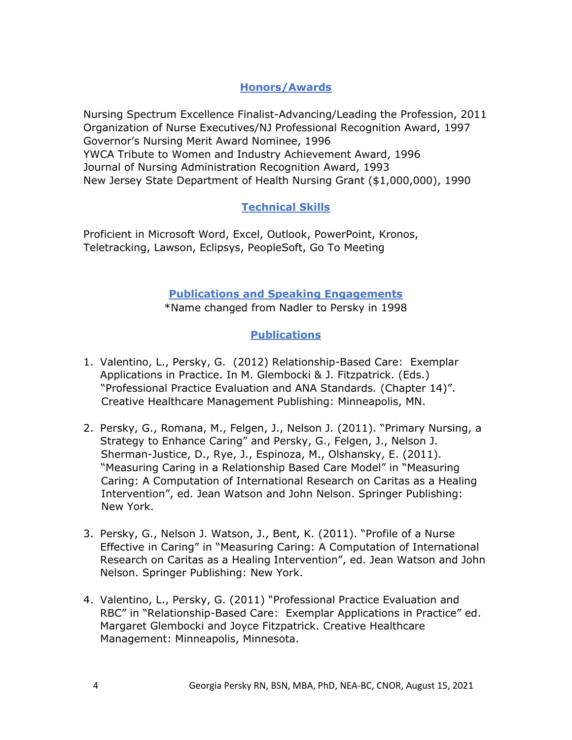## Honors/Awards

Nursing Spectrum Excellence Finalist-Advancing/Leading the Profession, 2011
Organization of Nurse Executives/NJ Professional Recognition Award, 1997
Governor's Nursing Merit Award Nominee, 1996
YWCA Tribute to Women and Industry Achievement Award, 1996
Journal of Nursing Administration Recognition Award, 1993
New Jersey State Department of Health Nursing Grant ($1,000,000), 1990

## Technical Skills

Proficient in Microsoft Word, Excel, Outlook, PowerPoint, Kronos, Teletracking, Lawson, Eclipsys, PeopleSoft, Go To Meeting

## Publications and Speaking Engagements

*Name changed from Nadler to Persky in 1998

## Publications

1. Valentino, L., Persky, G. (2012) Relationship-Based Care: Exemplar Applications in Practice. In M. Glembocki & J. Fitzpatrick. (Eds.) "Professional Practice Evaluation and ANA Standards. (Chapter 14)". Creative Healthcare Management Publishing: Minneapolis, MN.

2. Persky, G., Romana, M., Felgen, J., Nelson J. (2011). "Primary Nursing, a Strategy to Enhance Caring" and Persky, G., Felgen, J., Nelson J. Sherman-Justice, D., Rye, J., Espinoza, M., Olshansky, E. (2011). "Measuring Caring in a Relationship Based Care Model" in "Measuring Caring: A Computation of International Research on Caritas as a Healing Intervention", ed. Jean Watson and John Nelson. Springer Publishing: New York.

3. Persky, G., Nelson J. Watson, J., Bent, K. (2011). "Profile of a Nurse Effective in Caring" in "Measuring Caring: A Computation of International Research on Caritas as a Healing Intervention", ed. Jean Watson and John Nelson. Springer Publishing: New York.

4. Valentino, L., Persky, G. (2011) "Professional Practice Evaluation and RBC" in "Relationship-Based Care: Exemplar Applications in Practice" ed. Margaret Glembocki and Joyce Fitzpatrick. Creative Healthcare Management: Minneapolis, Minnesota.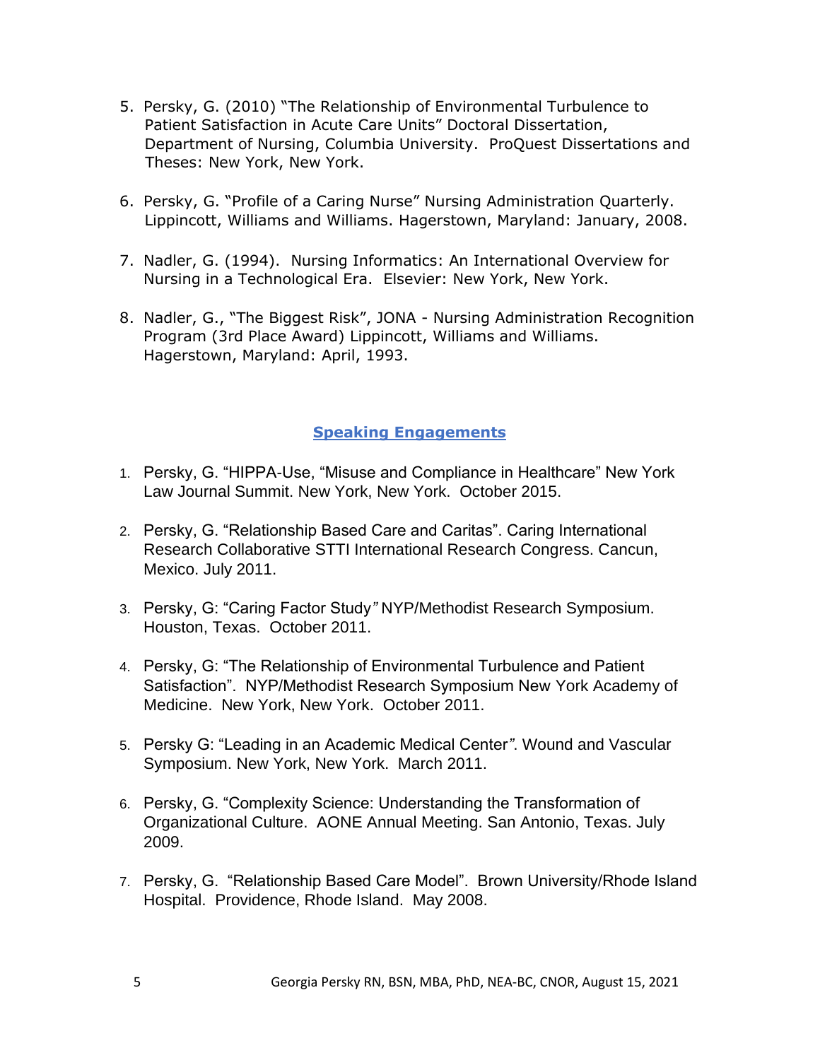5. Persky, G. (2010) "The Relationship of Environmental Turbulence to Patient Satisfaction in Acute Care Units" Doctoral Dissertation, Department of Nursing, Columbia University. ProQuest Dissertations and Theses: New York, New York.

6. Persky, G. "Profile of a Caring Nurse" Nursing Administration Quarterly. Lippincott, Williams and Williams. Hagerstown, Maryland: January, 2008.

7. Nadler, G. (1994). Nursing Informatics: An International Overview for Nursing in a Technological Era. Elsevier: New York, New York.

8. Nadler, G., "The Biggest Risk", JONA - Nursing Administration Recognition Program (3rd Place Award) Lippincott, Williams and Williams. Hagerstown, Maryland: April, 1993.

## Speaking Engagements

1. Persky, G. "HIPPA-Use, "Misuse and Compliance in Healthcare" New York Law Journal Summit. New York, New York. October 2015.

2. Persky, G. "Relationship Based Care and Caritas". Caring International Research Collaborative STTI International Research Congress. Cancun, Mexico. July 2011.

3. Persky, G: "Caring Factor Study" NYP/Methodist Research Symposium. Houston, Texas. October 2011.

4. Persky, G: "The Relationship of Environmental Turbulence and Patient Satisfaction". NYP/Methodist Research Symposium New York Academy of Medicine. New York, New York. October 2011.

5. Persky G: "Leading in an Academic Medical Center". Wound and Vascular Symposium. New York, New York. March 2011.

6. Persky, G. "Complexity Science: Understanding the Transformation of Organizational Culture. AONE Annual Meeting. San Antonio, Texas. July 2009.

7. Persky, G. "Relationship Based Care Model". Brown University/Rhode Island Hospital. Providence, Rhode Island. May 2008.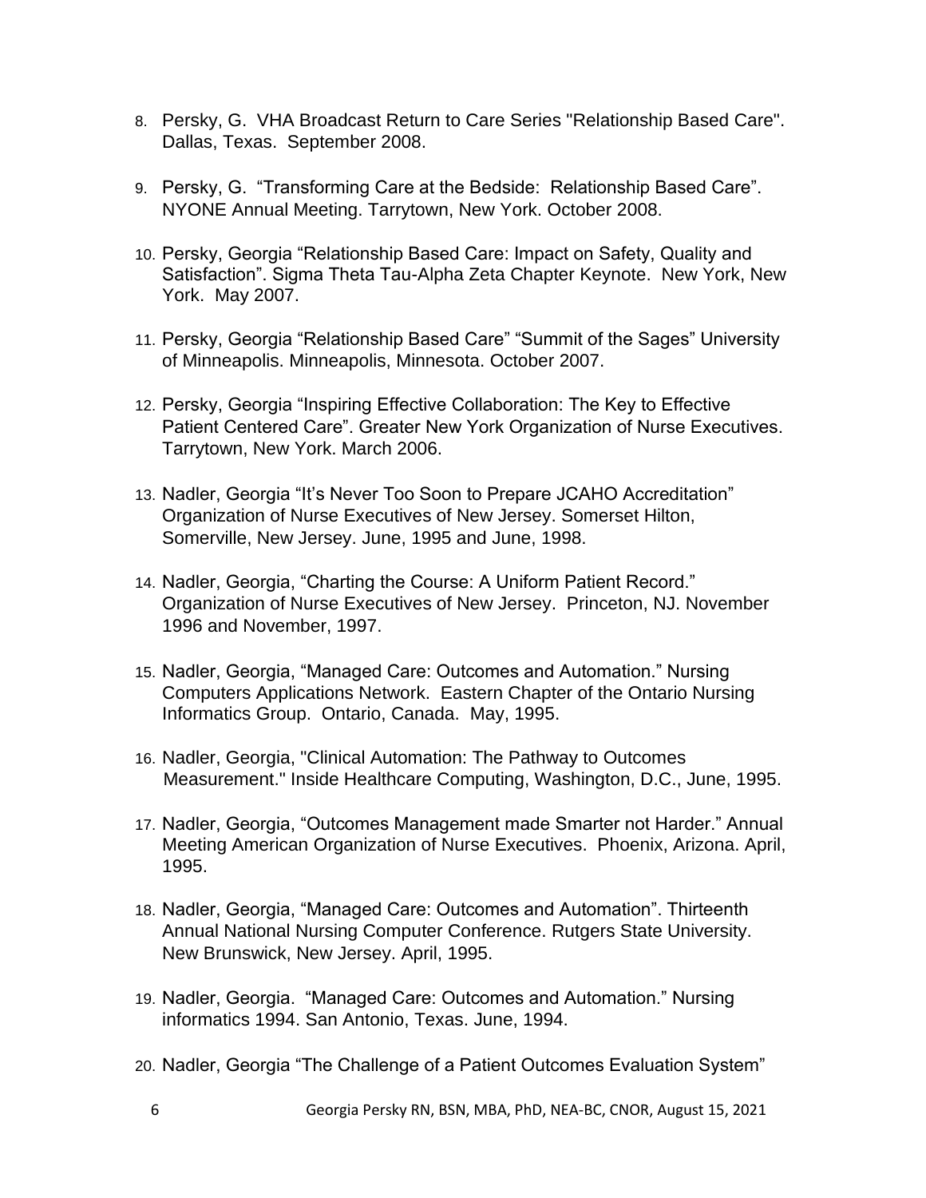8. Persky, G. VHA Broadcast Return to Care Series "Relationship Based Care". Dallas, Texas. September 2008.

9. Persky, G. "Transforming Care at the Bedside: Relationship Based Care". NYONE Annual Meeting. Tarrytown, New York. October 2008.

10. Persky, Georgia "Relationship Based Care: Impact on Safety, Quality and Satisfaction". Sigma Theta Tau-Alpha Zeta Chapter Keynote. New York, New York. May 2007.

11. Persky, Georgia "Relationship Based Care" "Summit of the Sages" University of Minneapolis. Minneapolis, Minnesota. October 2007.

12. Persky, Georgia "Inspiring Effective Collaboration: The Key to Effective Patient Centered Care". Greater New York Organization of Nurse Executives. Tarrytown, New York. March 2006.

13. Nadler, Georgia "It's Never Too Soon to Prepare JCAHO Accreditation" Organization of Nurse Executives of New Jersey. Somerset Hilton, Somerville, New Jersey. June, 1995 and June, 1998.

14. Nadler, Georgia, "Charting the Course: A Uniform Patient Record." Organization of Nurse Executives of New Jersey. Princeton, NJ. November 1996 and November, 1997.

15. Nadler, Georgia, "Managed Care: Outcomes and Automation." Nursing Computers Applications Network. Eastern Chapter of the Ontario Nursing Informatics Group. Ontario, Canada. May, 1995.

16. Nadler, Georgia, "Clinical Automation: The Pathway to Outcomes Measurement." Inside Healthcare Computing, Washington, D.C., June, 1995.

17. Nadler, Georgia, "Outcomes Management made Smarter not Harder." Annual Meeting American Organization of Nurse Executives. Phoenix, Arizona. April, 1995.

18. Nadler, Georgia, "Managed Care: Outcomes and Automation". Thirteenth Annual National Nursing Computer Conference. Rutgers State University. New Brunswick, New Jersey. April, 1995.

19. Nadler, Georgia. "Managed Care: Outcomes and Automation." Nursing informatics 1994. San Antonio, Texas. June, 1994.

20. Nadler, Georgia "The Challenge of a Patient Outcomes Evaluation System"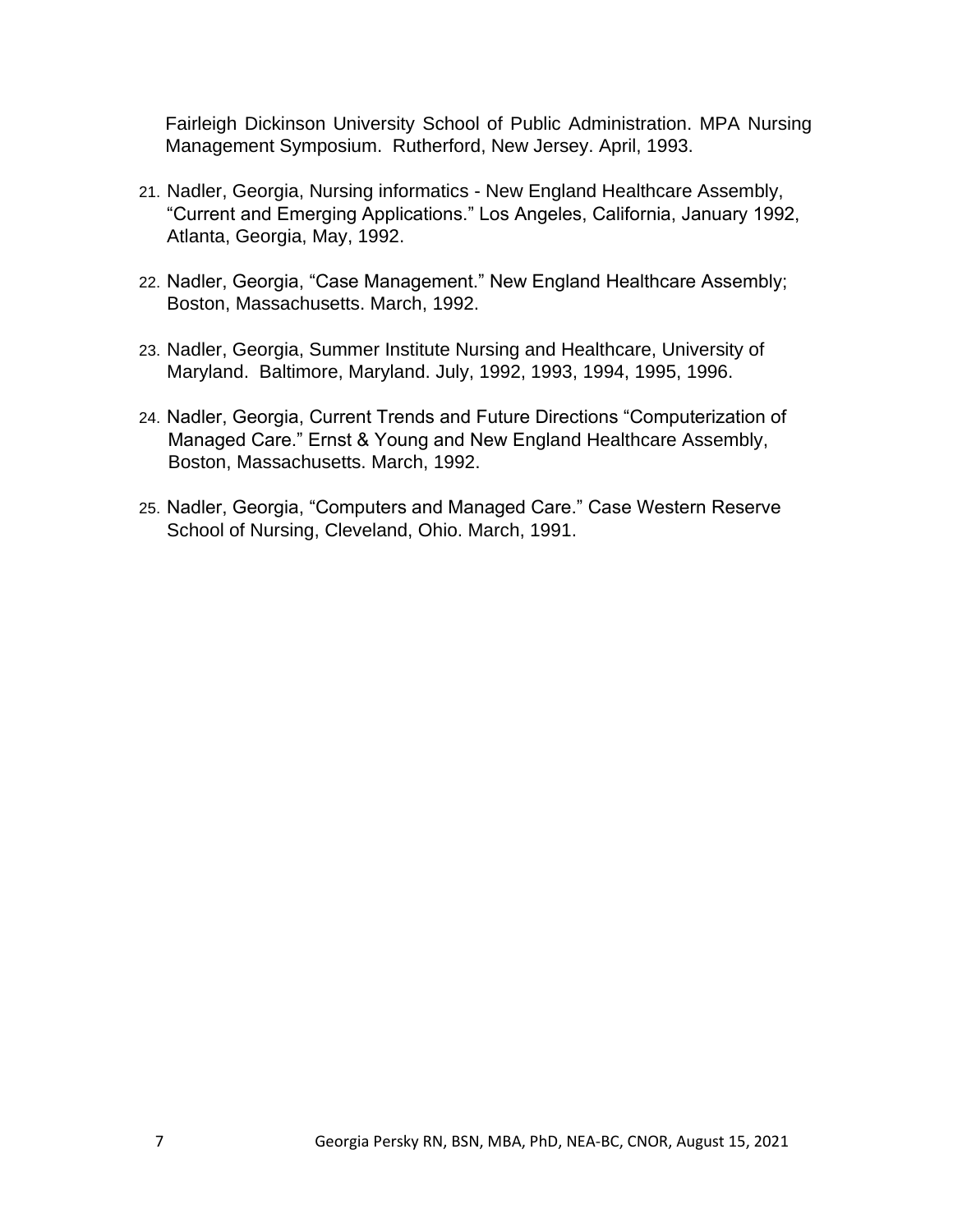Fairleigh Dickinson University School of Public Administration. MPA Nursing Management Symposium. Rutherford, New Jersey. April, 1993.

21. Nadler, Georgia, Nursing informatics - New England Healthcare Assembly, “Current and Emerging Applications.” Los Angeles, California, January 1992, Atlanta, Georgia, May, 1992.

22. Nadler, Georgia, “Case Management.” New England Healthcare Assembly; Boston, Massachusetts. March, 1992.

23. Nadler, Georgia, Summer Institute Nursing and Healthcare, University of Maryland. Baltimore, Maryland. July, 1992, 1993, 1994, 1995, 1996.

24. Nadler, Georgia, Current Trends and Future Directions “Computerization of Managed Care.” Ernst & Young and New England Healthcare Assembly, Boston, Massachusetts. March, 1992.

25. Nadler, Georgia, “Computers and Managed Care.” Case Western Reserve School of Nursing, Cleveland, Ohio. March, 1991.